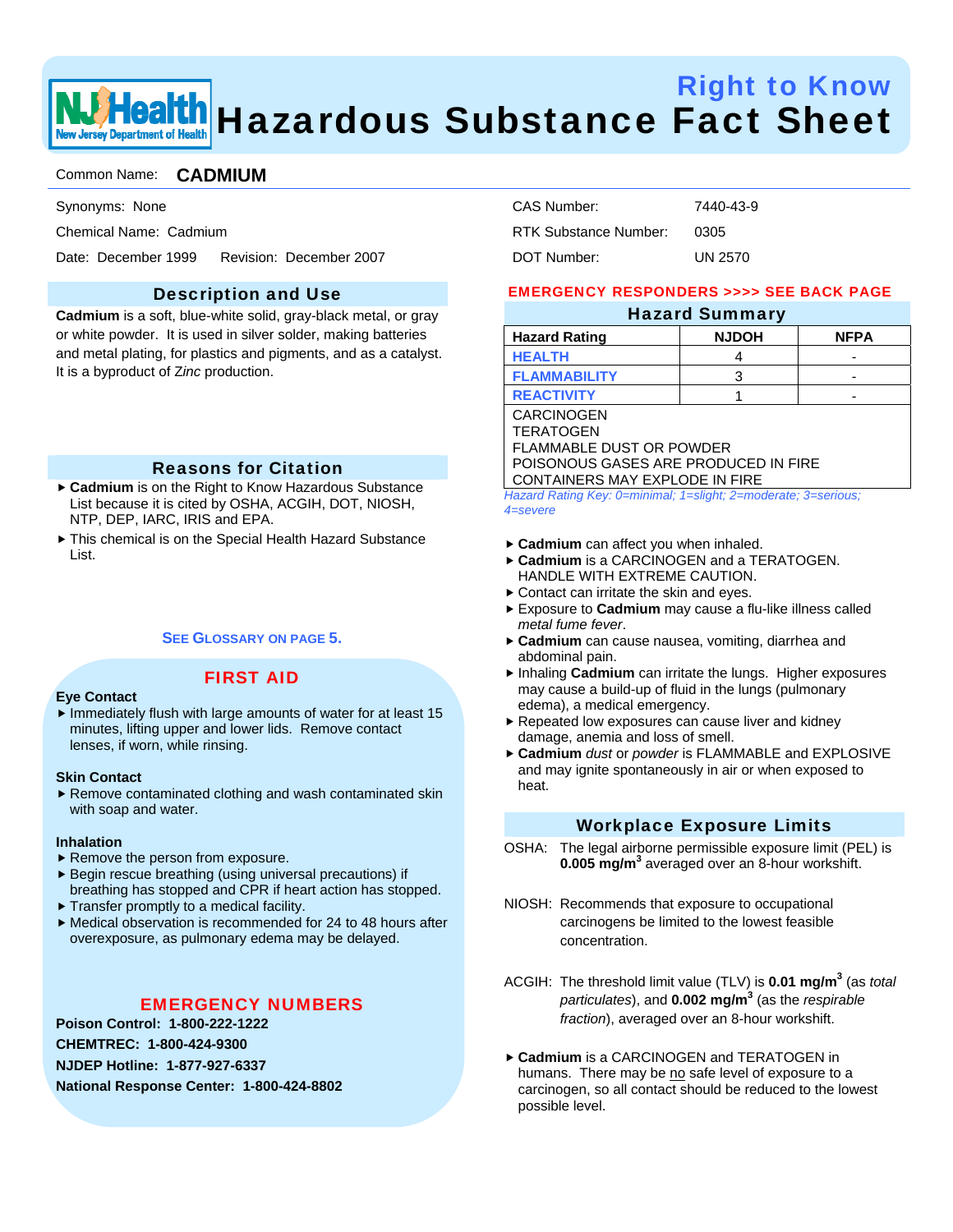# Right to Know Hazardous Substance Fact Sheet

Common Name: **CADMIUM**

Synonyms: None

Chemical Name: Cadmium

Date: December 1999 Revision: December 2007

CAS Number: 7440-43-9

RTK Substance Number: 0305

DOT Number: UN 2570

## Description and Use

**Cadmium** is a soft, blue-white solid, gray-black metal, or gray or white powder. It is used in silver solder, making batteries and metal plating, for plastics and pigments, and as a catalyst. It is a byproduct of *Zinc* production.

## Reasons for Citation

- **Cadmium** is on the Right to Know Hazardous Substance List because it is cited by OSHA, ACGIH, DOT, NIOSH, NTP, DEP, IARC, IRIS and EPA.
- This chemical is on the Special Health Hazard Substance List.

**SEE GLOSSARY ON PAGE 5.**

## FIRST AID

**Eye Contact**

- Immediately flush with large amounts of water for at least 15 minutes, lifting upper and lower lids. Remove contact lenses, if worn, while rinsing.

**Skin Contact**

- Remove contaminated clothing and wash contaminated skin with soap and water.

**Inhalation**

- Remove the person from exposure.
- Begin rescue breathing (using universal precautions) if breathing has stopped and CPR if heart action has stopped.
- Transfer promptly to a medical facility.
- Medical observation is recommended for 24 to 48 hours after overexposure, as pulmonary edema may be delayed.

## EMERGENCY NUMBERS

**Poison Control: 1-800-222-1222**

**CHEMTREC: 1-800-424-9300**

**NJDEP Hotline: 1-877-927-6337**

**National Response Center: 1-800-424-8802**

**EMERGENCY RESPONDERS >>>> SEE BACK PAGE**

## Hazard Summary

| Hazard Rating | NJDOH | NFPA |
|---|---|---|
| HEALTH | 4 | - |
| FLAMMABILITY | 3 | - |
| REACTIVITY | 1 | - |

CARCINOGEN
TERATOGEN
FLAMMABLE DUST OR POWDER
POISONOUS GASES ARE PRODUCED IN FIRE
CONTAINERS MAY EXPLODE IN FIRE

*Hazard Rating Key: 0=minimal; 1=slight; 2=moderate; 3=serious; 4=severe*

- **Cadmium** can affect you when inhaled.
- **Cadmium** is a CARCINOGEN and a TERATOGEN. HANDLE WITH EXTREME CAUTION.
- Contact can irritate the skin and eyes.
- Exposure to **Cadmium** may cause a flu-like illness called *metal fume fever*.
- **Cadmium** can cause nausea, vomiting, diarrhea and abdominal pain.
- Inhaling **Cadmium** can irritate the lungs. Higher exposures may cause a build-up of fluid in the lungs (pulmonary edema), a medical emergency.
- Repeated low exposures can cause liver and kidney damage, anemia and loss of smell.
- **Cadmium** *dust* or *powder* is FLAMMABLE and EXPLOSIVE and may ignite spontaneously in air or when exposed to heat.

## Workplace Exposure Limits

OSHA: The legal airborne permissible exposure limit (PEL) is **0.005 mg/m$^3$** averaged over an 8-hour workshift.

NIOSH: Recommends that exposure to occupational carcinogens be limited to the lowest feasible concentration.

ACGIH: The threshold limit value (TLV) is **0.01 mg/m$^3$** (as *total particulates*), and **0.002 mg/m$^3$** (as the *respirable fraction*), averaged over an 8-hour workshift.

- **Cadmium** is a CARCINOGEN and TERATOGEN in humans. There may be no safe level of exposure to a carcinogen, so all contact should be reduced to the lowest possible level.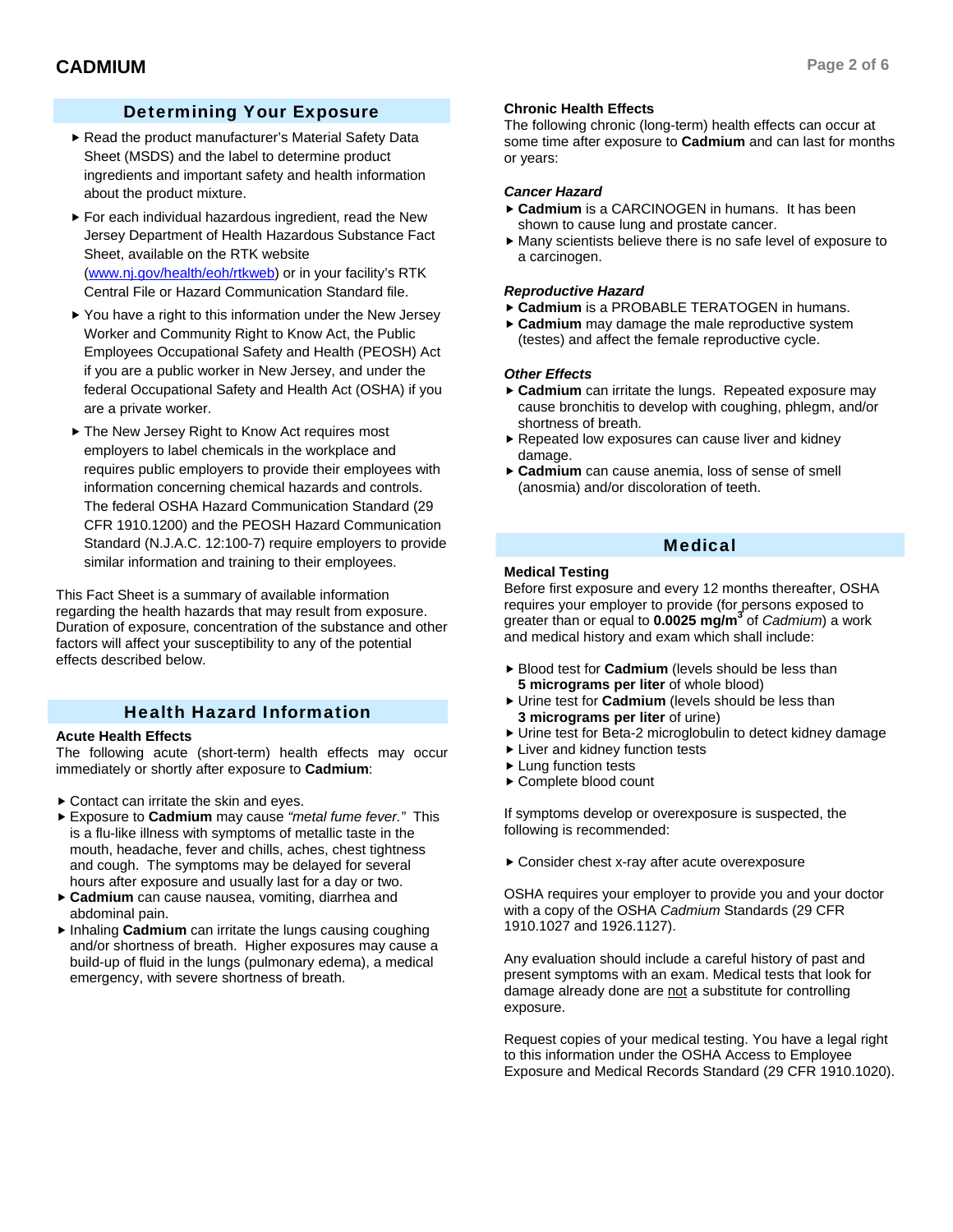## Determining Your Exposure

- Read the product manufacturer's Material Safety Data Sheet (MSDS) and the label to determine product ingredients and important safety and health information about the product mixture.
- For each individual hazardous ingredient, read the New Jersey Department of Health Hazardous Substance Fact Sheet, available on the RTK website (www.nj.gov/health/eoh/rtkweb) or in your facility's RTK Central File or Hazard Communication Standard file.
- You have a right to this information under the New Jersey Worker and Community Right to Know Act, the Public Employees Occupational Safety and Health (PEOSH) Act if you are a public worker in New Jersey, and under the federal Occupational Safety and Health Act (OSHA) if you are a private worker.
- The New Jersey Right to Know Act requires most employers to label chemicals in the workplace and requires public employers to provide their employees with information concerning chemical hazards and controls. The federal OSHA Hazard Communication Standard (29 CFR 1910.1200) and the PEOSH Hazard Communication Standard (N.J.A.C. 12:100-7) require employers to provide similar information and training to their employees.

This Fact Sheet is a summary of available information regarding the health hazards that may result from exposure. Duration of exposure, concentration of the substance and other factors will affect your susceptibility to any of the potential effects described below.

## Health Hazard Information

### Acute Health Effects

The following acute (short-term) health effects may occur immediately or shortly after exposure to **Cadmium**:

- Contact can irritate the skin and eyes.
- Exposure to **Cadmium** may cause *"metal fume fever."* This is a flu-like illness with symptoms of metallic taste in the mouth, headache, fever and chills, aches, chest tightness and cough. The symptoms may be delayed for several hours after exposure and usually last for a day or two.
- **Cadmium** can cause nausea, vomiting, diarrhea and abdominal pain.
- Inhaling **Cadmium** can irritate the lungs causing coughing and/or shortness of breath. Higher exposures may cause a build-up of fluid in the lungs (pulmonary edema), a medical emergency, with severe shortness of breath.

### Chronic Health Effects

The following chronic (long-term) health effects can occur at some time after exposure to **Cadmium** and can last for months or years:

#### *Cancer Hazard*

- **Cadmium** is a CARCINOGEN in humans. It has been shown to cause lung and prostate cancer.
- Many scientists believe there is no safe level of exposure to a carcinogen.

#### *Reproductive Hazard*

- **Cadmium** is a PROBABLE TERATOGEN in humans.
- **Cadmium** may damage the male reproductive system (testes) and affect the female reproductive cycle.

#### *Other Effects*

- **Cadmium** can irritate the lungs. Repeated exposure may cause bronchitis to develop with coughing, phlegm, and/or shortness of breath.
- Repeated low exposures can cause liver and kidney damage.
- **Cadmium** can cause anemia, loss of sense of smell (anosmia) and/or discoloration of teeth.

## Medical

### Medical Testing

Before first exposure and every 12 months thereafter, OSHA requires your employer to provide (for persons exposed to greater than or equal to **0.0025 mg/m$^3$** of *Cadmium*) a work and medical history and exam which shall include:

- Blood test for **Cadmium** (levels should be less than **5 micrograms per liter** of whole blood)
- Urine test for **Cadmium** (levels should be less than **3 micrograms per liter** of urine)
- Urine test for Beta-2 microglobulin to detect kidney damage
- Liver and kidney function tests
- Lung function tests
- Complete blood count

If symptoms develop or overexposure is suspected, the following is recommended:

- Consider chest x-ray after acute overexposure

OSHA requires your employer to provide you and your doctor with a copy of the OSHA *Cadmium* Standards (29 CFR 1910.1027 and 1926.1127).

Any evaluation should include a careful history of past and present symptoms with an exam. Medical tests that look for damage already done are not a substitute for controlling exposure.

Request copies of your medical testing. You have a legal right to this information under the OSHA Access to Employee Exposure and Medical Records Standard (29 CFR 1910.1020).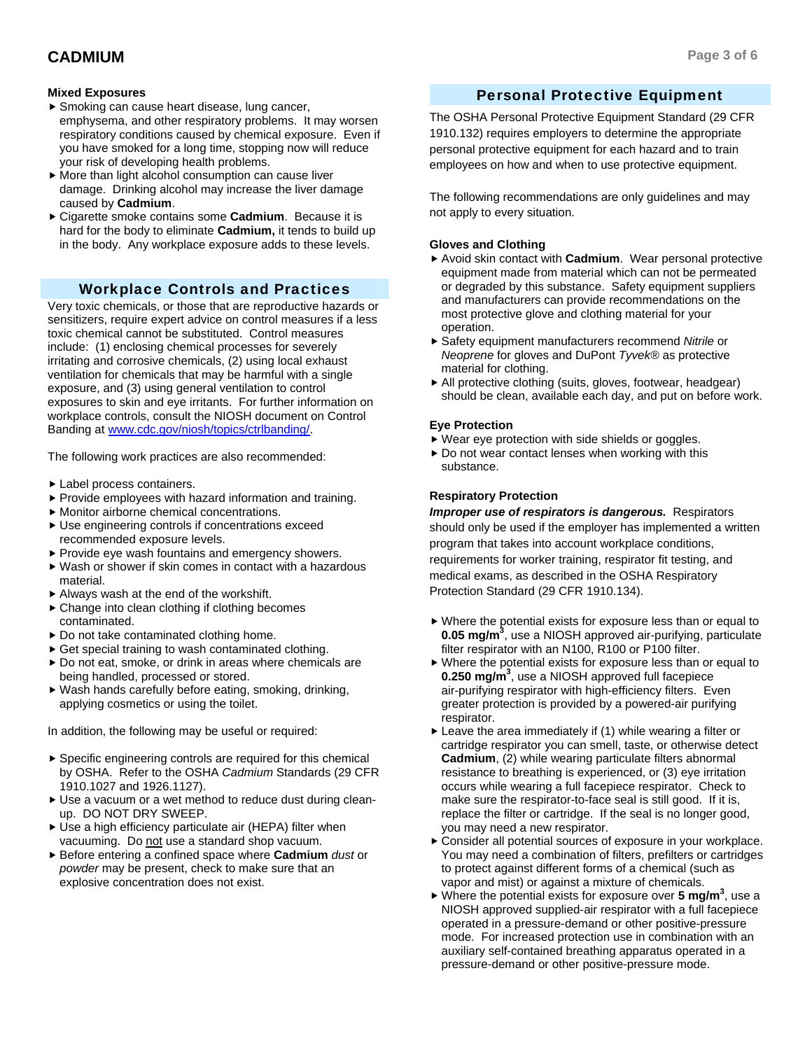#### Mixed Exposures

- Smoking can cause heart disease, lung cancer, emphysema, and other respiratory problems. It may worsen respiratory conditions caused by chemical exposure. Even if you have smoked for a long time, stopping now will reduce your risk of developing health problems.
- More than light alcohol consumption can cause liver damage. Drinking alcohol may increase the liver damage caused by **Cadmium**.
- Cigarette smoke contains some **Cadmium**. Because it is hard for the body to eliminate **Cadmium,** it tends to build up in the body. Any workplace exposure adds to these levels.

## Workplace Controls and Practices

Very toxic chemicals, or those that are reproductive hazards or sensitizers, require expert advice on control measures if a less toxic chemical cannot be substituted. Control measures include: (1) enclosing chemical processes for severely irritating and corrosive chemicals, (2) using local exhaust ventilation for chemicals that may be harmful with a single exposure, and (3) using general ventilation to control exposures to skin and eye irritants. For further information on workplace controls, consult the NIOSH document on Control Banding at www.cdc.gov/niosh/topics/ctrlbanding/.

The following work practices are also recommended:

- Label process containers.
- Provide employees with hazard information and training.
- Monitor airborne chemical concentrations.
- Use engineering controls if concentrations exceed recommended exposure levels.
- Provide eye wash fountains and emergency showers.
- Wash or shower if skin comes in contact with a hazardous material.
- Always wash at the end of the workshift.
- Change into clean clothing if clothing becomes contaminated.
- Do not take contaminated clothing home.
- Get special training to wash contaminated clothing.
- Do not eat, smoke, or drink in areas where chemicals are being handled, processed or stored.
- Wash hands carefully before eating, smoking, drinking, applying cosmetics or using the toilet.

In addition, the following may be useful or required:

- Specific engineering controls are required for this chemical by OSHA. Refer to the OSHA *Cadmium* Standards (29 CFR 1910.1027 and 1926.1127).
- Use a vacuum or a wet method to reduce dust during clean-up. DO NOT DRY SWEEP.
- Use a high efficiency particulate air (HEPA) filter when vacuuming. Do not use a standard shop vacuum.
- Before entering a confined space where **Cadmium** *dust* or *powder* may be present, check to make sure that an explosive concentration does not exist.

## Personal Protective Equipment

The OSHA Personal Protective Equipment Standard (29 CFR 1910.132) requires employers to determine the appropriate personal protective equipment for each hazard and to train employees on how and when to use protective equipment.

The following recommendations are only guidelines and may not apply to every situation.

#### Gloves and Clothing

- Avoid skin contact with **Cadmium**. Wear personal protective equipment made from material which can not be permeated or degraded by this substance. Safety equipment suppliers and manufacturers can provide recommendations on the most protective glove and clothing material for your operation.
- Safety equipment manufacturers recommend *Nitrile* or *Neoprene* for gloves and DuPont *Tyvek*® as protective material for clothing.
- All protective clothing (suits, gloves, footwear, headgear) should be clean, available each day, and put on before work.

#### Eye Protection

- Wear eye protection with side shields or goggles.
- Do not wear contact lenses when working with this substance.

#### Respiratory Protection

***Improper use of respirators is dangerous.*** Respirators should only be used if the employer has implemented a written program that takes into account workplace conditions, requirements for worker training, respirator fit testing, and medical exams, as described in the OSHA Respiratory Protection Standard (29 CFR 1910.134).

- Where the potential exists for exposure less than or equal to **0.05 mg/m$^3$**, use a NIOSH approved air-purifying, particulate filter respirator with an N100, R100 or P100 filter.
- Where the potential exists for exposure less than or equal to **0.250 mg/m$^3$**, use a NIOSH approved full facepiece air-purifying respirator with high-efficiency filters. Even greater protection is provided by a powered-air purifying respirator.
- Leave the area immediately if (1) while wearing a filter or cartridge respirator you can smell, taste, or otherwise detect **Cadmium**, (2) while wearing particulate filters abnormal resistance to breathing is experienced, or (3) eye irritation occurs while wearing a full facepiece respirator. Check to make sure the respirator-to-face seal is still good. If it is, replace the filter or cartridge. If the seal is no longer good, you may need a new respirator.
- Consider all potential sources of exposure in your workplace. You may need a combination of filters, prefilters or cartridges to protect against different forms of a chemical (such as vapor and mist) or against a mixture of chemicals.
- Where the potential exists for exposure over **5 mg/m$^3$**, use a NIOSH approved supplied-air respirator with a full facepiece operated in a pressure-demand or other positive-pressure mode. For increased protection use in combination with an auxiliary self-contained breathing apparatus operated in a pressure-demand or other positive-pressure mode.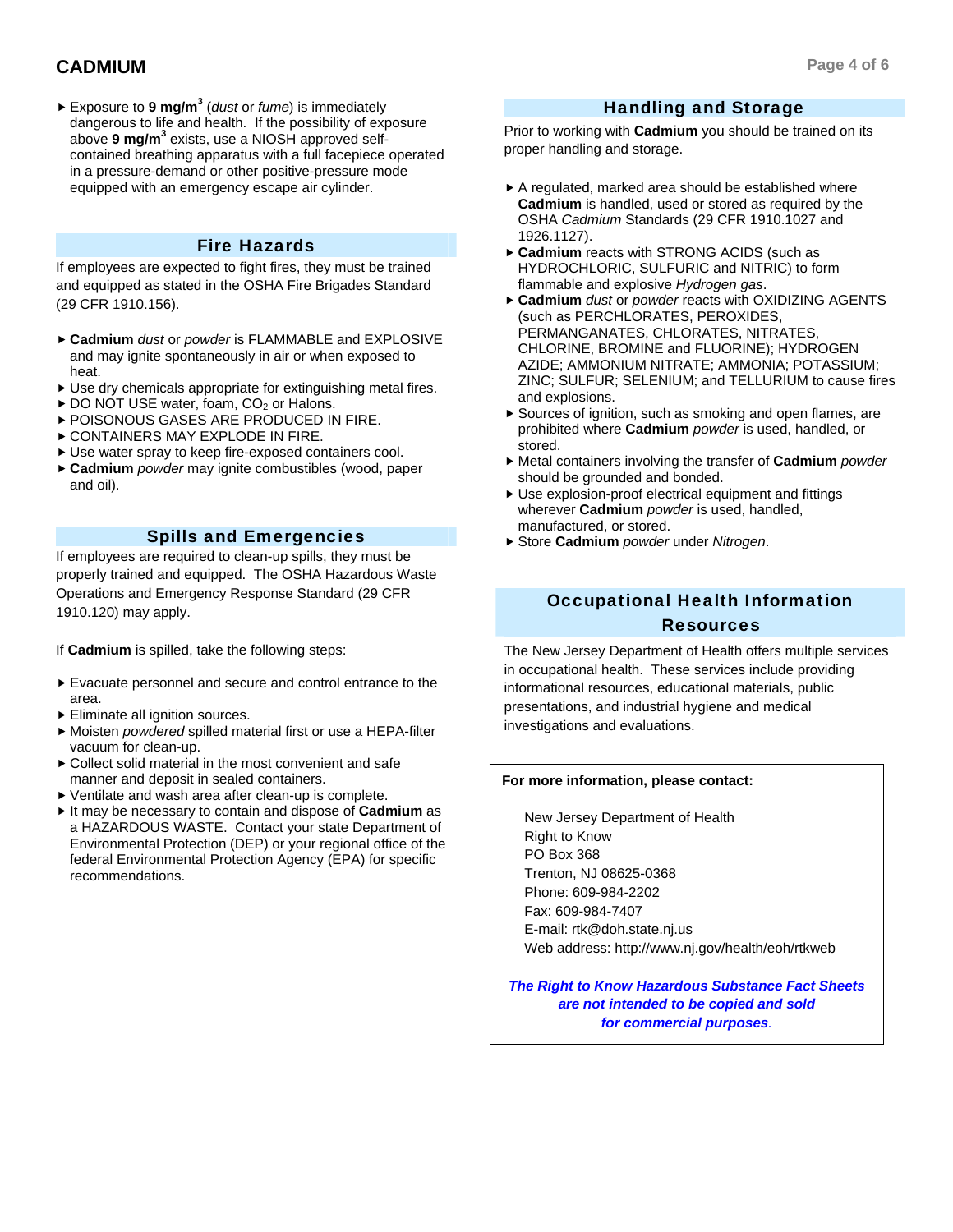- Exposure to **9 mg/m$^3$** (*dust* or *fume*) is immediately dangerous to life and health. If the possibility of exposure above **9 mg/m$^3$** exists, use a NIOSH approved self-contained breathing apparatus with a full facepiece operated in a pressure-demand or other positive-pressure mode equipped with an emergency escape air cylinder.

## Fire Hazards

If employees are expected to fight fires, they must be trained and equipped as stated in the OSHA Fire Brigades Standard (29 CFR 1910.156).

- **Cadmium** *dust* or *powder* is FLAMMABLE and EXPLOSIVE and may ignite spontaneously in air or when exposed to heat.
- Use dry chemicals appropriate for extinguishing metal fires.
- DO NOT USE water, foam, $CO_2$ or Halons.
- POISONOUS GASES ARE PRODUCED IN FIRE.
- CONTAINERS MAY EXPLODE IN FIRE.
- Use water spray to keep fire-exposed containers cool.
- **Cadmium** *powder* may ignite combustibles (wood, paper and oil).

## Spills and Emergencies

If employees are required to clean-up spills, they must be properly trained and equipped. The OSHA Hazardous Waste Operations and Emergency Response Standard (29 CFR 1910.120) may apply.

If **Cadmium** is spilled, take the following steps:

- Evacuate personnel and secure and control entrance to the area.
- Eliminate all ignition sources.
- Moisten *powdered* spilled material first or use a HEPA-filter vacuum for clean-up.
- Collect solid material in the most convenient and safe manner and deposit in sealed containers.
- Ventilate and wash area after clean-up is complete.
- It may be necessary to contain and dispose of **Cadmium** as a HAZARDOUS WASTE. Contact your state Department of Environmental Protection (DEP) or your regional office of the federal Environmental Protection Agency (EPA) for specific recommendations.

## Handling and Storage

Prior to working with **Cadmium** you should be trained on its proper handling and storage.

- A regulated, marked area should be established where **Cadmium** is handled, used or stored as required by the OSHA *Cadmium* Standards (29 CFR 1910.1027 and 1926.1127).
- **Cadmium** reacts with STRONG ACIDS (such as HYDROCHLORIC, SULFURIC and NITRIC) to form flammable and explosive *Hydrogen gas*.
- **Cadmium** *dust* or *powder* reacts with OXIDIZING AGENTS (such as PERCHLORATES, PEROXIDES, PERMANGANATES, CHLORATES, NITRATES, CHLORINE, BROMINE and FLUORINE); HYDROGEN AZIDE; AMMONIUM NITRATE; AMMONIA; POTASSIUM; ZINC; SULFUR; SELENIUM; and TELLURIUM to cause fires and explosions.
- Sources of ignition, such as smoking and open flames, are prohibited where **Cadmium** *powder* is used, handled, or stored.
- Metal containers involving the transfer of **Cadmium** *powder* should be grounded and bonded.
- Use explosion-proof electrical equipment and fittings wherever **Cadmium** *powder* is used, handled, manufactured, or stored.
- Store **Cadmium** *powder* under *Nitrogen*.

## Occupational Health Information Resources

The New Jersey Department of Health offers multiple services in occupational health. These services include providing informational resources, educational materials, public presentations, and industrial hygiene and medical investigations and evaluations.

**For more information, please contact:**

New Jersey Department of Health
Right to Know
PO Box 368
Trenton, NJ 08625-0368
Phone: 609-984-2202
Fax: 609-984-7407
E-mail: rtk@doh.state.nj.us
Web address: http://www.nj.gov/health/eoh/rtkweb

***The Right to Know Hazardous Substance Fact Sheets are not intended to be copied and sold for commercial purposes.***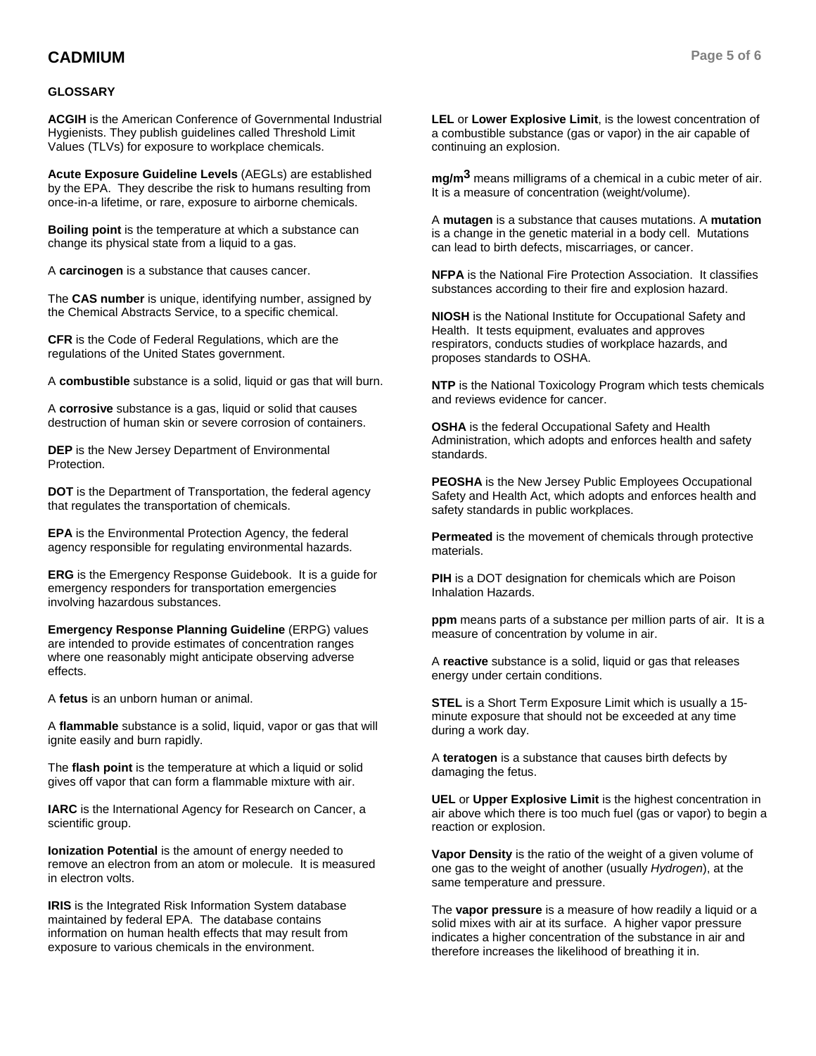## GLOSSARY

**ACGIH** is the American Conference of Governmental Industrial Hygienists. They publish guidelines called Threshold Limit Values (TLVs) for exposure to workplace chemicals.

**Acute Exposure Guideline Levels** (AEGLs) are established by the EPA. They describe the risk to humans resulting from once-in-a lifetime, or rare, exposure to airborne chemicals.

**Boiling point** is the temperature at which a substance can change its physical state from a liquid to a gas.

A **carcinogen** is a substance that causes cancer.

The **CAS number** is unique, identifying number, assigned by the Chemical Abstracts Service, to a specific chemical.

**CFR** is the Code of Federal Regulations, which are the regulations of the United States government.

A **combustible** substance is a solid, liquid or gas that will burn.

A **corrosive** substance is a gas, liquid or solid that causes destruction of human skin or severe corrosion of containers.

**DEP** is the New Jersey Department of Environmental Protection.

**DOT** is the Department of Transportation, the federal agency that regulates the transportation of chemicals.

**EPA** is the Environmental Protection Agency, the federal agency responsible for regulating environmental hazards.

**ERG** is the Emergency Response Guidebook. It is a guide for emergency responders for transportation emergencies involving hazardous substances.

**Emergency Response Planning Guideline** (ERPG) values are intended to provide estimates of concentration ranges where one reasonably might anticipate observing adverse effects.

A **fetus** is an unborn human or animal.

A **flammable** substance is a solid, liquid, vapor or gas that will ignite easily and burn rapidly.

The **flash point** is the temperature at which a liquid or solid gives off vapor that can form a flammable mixture with air.

**IARC** is the International Agency for Research on Cancer, a scientific group.

**Ionization Potential** is the amount of energy needed to remove an electron from an atom or molecule. It is measured in electron volts.

**IRIS** is the Integrated Risk Information System database maintained by federal EPA. The database contains information on human health effects that may result from exposure to various chemicals in the environment.

**LEL** or **Lower Explosive Limit**, is the lowest concentration of a combustible substance (gas or vapor) in the air capable of continuing an explosion.

**$mg/m^3$** means milligrams of a chemical in a cubic meter of air. It is a measure of concentration (weight/volume).

A **mutagen** is a substance that causes mutations. A **mutation** is a change in the genetic material in a body cell. Mutations can lead to birth defects, miscarriages, or cancer.

**NFPA** is the National Fire Protection Association. It classifies substances according to their fire and explosion hazard.

**NIOSH** is the National Institute for Occupational Safety and Health. It tests equipment, evaluates and approves respirators, conducts studies of workplace hazards, and proposes standards to OSHA.

**NTP** is the National Toxicology Program which tests chemicals and reviews evidence for cancer.

**OSHA** is the federal Occupational Safety and Health Administration, which adopts and enforces health and safety standards.

**PEOSHA** is the New Jersey Public Employees Occupational Safety and Health Act, which adopts and enforces health and safety standards in public workplaces.

**Permeated** is the movement of chemicals through protective materials.

**PIH** is a DOT designation for chemicals which are Poison Inhalation Hazards.

**ppm** means parts of a substance per million parts of air. It is a measure of concentration by volume in air.

A **reactive** substance is a solid, liquid or gas that releases energy under certain conditions.

**STEL** is a Short Term Exposure Limit which is usually a 15-minute exposure that should not be exceeded at any time during a work day.

A **teratogen** is a substance that causes birth defects by damaging the fetus.

**UEL** or **Upper Explosive Limit** is the highest concentration in air above which there is too much fuel (gas or vapor) to begin a reaction or explosion.

**Vapor Density** is the ratio of the weight of a given volume of one gas to the weight of another (usually *Hydrogen*), at the same temperature and pressure.

The **vapor pressure** is a measure of how readily a liquid or a solid mixes with air at its surface. A higher vapor pressure indicates a higher concentration of the substance in air and therefore increases the likelihood of breathing it in.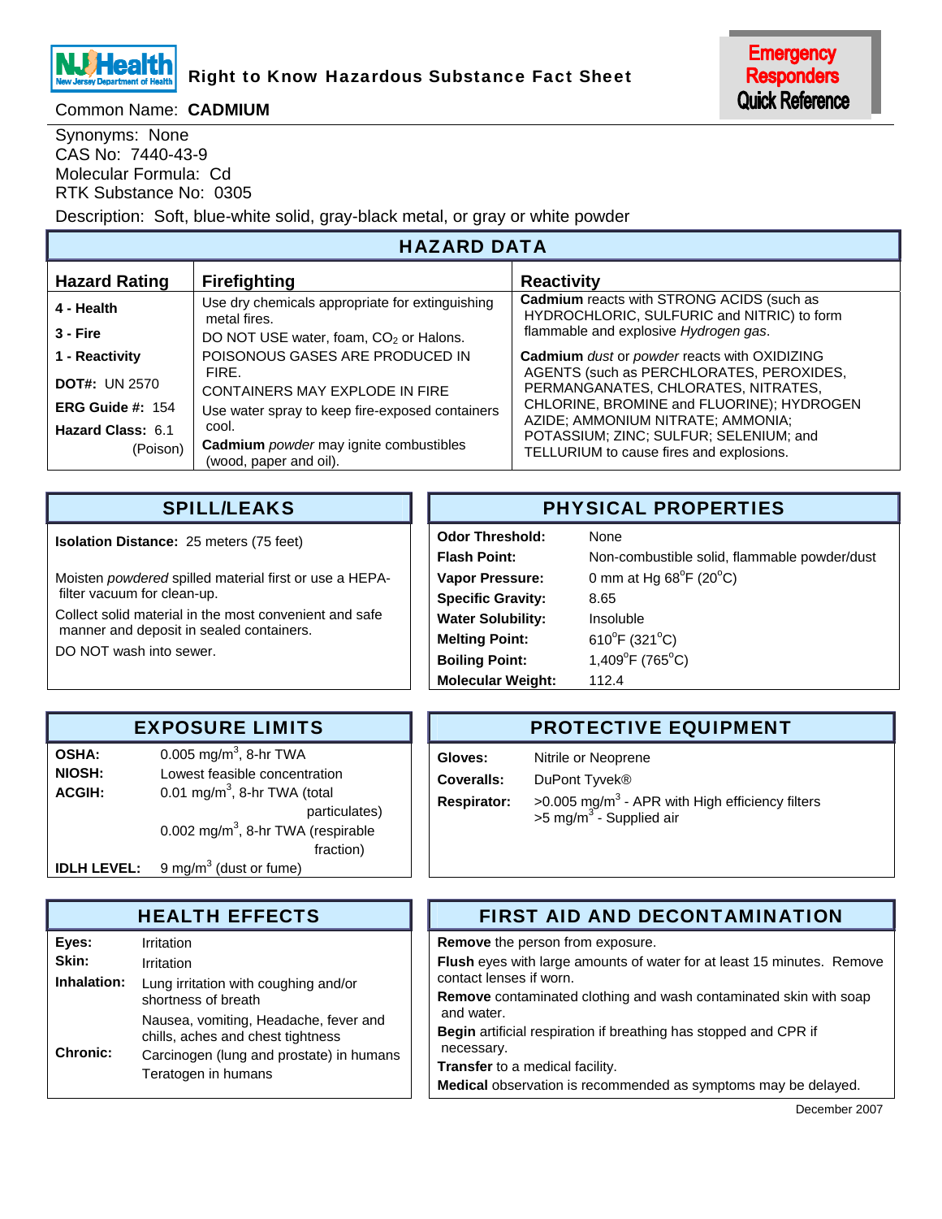**Right to Know Hazardous Substance Fact Sheet**

**Emergency Responders Quick Reference**

Common Name: **CADMIUM**

Synonyms: None
CAS No: 7440-43-9
Molecular Formula: Cd
RTK Substance No: 0305

Description: Soft, blue-white solid, gray-black metal, or gray or white powder

## HAZARD DATA

| Hazard Rating | Firefighting | Reactivity |
|---|---|---|
| **4 - Health**<br>**3 - Fire**<br>**1 - Reactivity**<br>**DOT#:** UN 2570<br>**ERG Guide #:** 154<br>**Hazard Class:** 6.1 (Poison) | Use dry chemicals appropriate for extinguishing metal fires.<br>DO NOT USE water, foam, $CO_2$ or Halons.<br>POISONOUS GASES ARE PRODUCED IN FIRE.<br>CONTAINERS MAY EXPLODE IN FIRE<br>Use water spray to keep fire-exposed containers cool.<br>**Cadmium** *powder* may ignite combustibles (wood, paper and oil). | **Cadmium** reacts with STRONG ACIDS (such as HYDROCHLORIC, SULFURIC and NITRIC) to form flammable and explosive *Hydrogen gas*.<br>**Cadmium** *dust* or *powder* reacts with OXIDIZING AGENTS (such as PERCHLORATES, PEROXIDES, PERMANGANATES, CHLORATES, NITRATES, CHLORINE, BROMINE and FLUORINE); HYDROGEN AZIDE; AMMONIUM NITRATE; AMMONIA; POTASSIUM; ZINC; SULFUR; SELENIUM; and TELLURIUM to cause fires and explosions. |

## SPILL/LEAKS

**Isolation Distance:** 25 meters (75 feet)

Moisten *powdered* spilled material first or use a HEPA-filter vacuum for clean-up.

Collect solid material in the most convenient and safe manner and deposit in sealed containers.

DO NOT wash into sewer.

## PHYSICAL PROPERTIES

| | |
|---|---|
| **Odor Threshold:** | None |
| **Flash Point:** | Non-combustible solid, flammable powder/dust |
| **Vapor Pressure:** | 0 mm at Hg 68°F (20°C) |
| **Specific Gravity:** | 8.65 |
| **Water Solubility:** | Insoluble |
| **Melting Point:** | 610°F (321°C) |
| **Boiling Point:** | 1,409°F (765°C) |
| **Molecular Weight:** | 112.4 |

## EXPOSURE LIMITS

| | |
|---|---|
| **OSHA:** | 0.005 mg/m$^3$, 8-hr TWA |
| **NIOSH:** | Lowest feasible concentration |
| **ACGIH:** | 0.01 mg/m$^3$, 8-hr TWA (total particulates)<br>0.002 mg/m$^3$, 8-hr TWA (respirable fraction) |
| **IDLH LEVEL:** | 9 mg/m$^3$ (dust or fume) |

## PROTECTIVE EQUIPMENT

| | |
|---|---|
| **Gloves:** | Nitrile or Neoprene |
| **Coveralls:** | DuPont Tyvek® |
| **Respirator:** | >0.005 mg/m$^3$ - APR with High efficiency filters<br>>5 mg/m$^3$ - Supplied air |

## HEALTH EFFECTS

| | |
|---|---|
| **Eyes:** | Irritation |
| **Skin:** | Irritation |
| **Inhalation:** | Lung irritation with coughing and/or shortness of breath<br>Nausea, vomiting, Headache, fever and chills, aches and chest tightness |
| **Chronic:** | Carcinogen (lung and prostate) in humans<br>Teratogen in humans |

## FIRST AID AND DECONTAMINATION

**Remove** the person from exposure.

**Flush** eyes with large amounts of water for at least 15 minutes. Remove contact lenses if worn.

**Remove** contaminated clothing and wash contaminated skin with soap and water.

**Begin** artificial respiration if breathing has stopped and CPR if necessary.

**Transfer** to a medical facility.

**Medical** observation is recommended as symptoms may be delayed.

December 2007